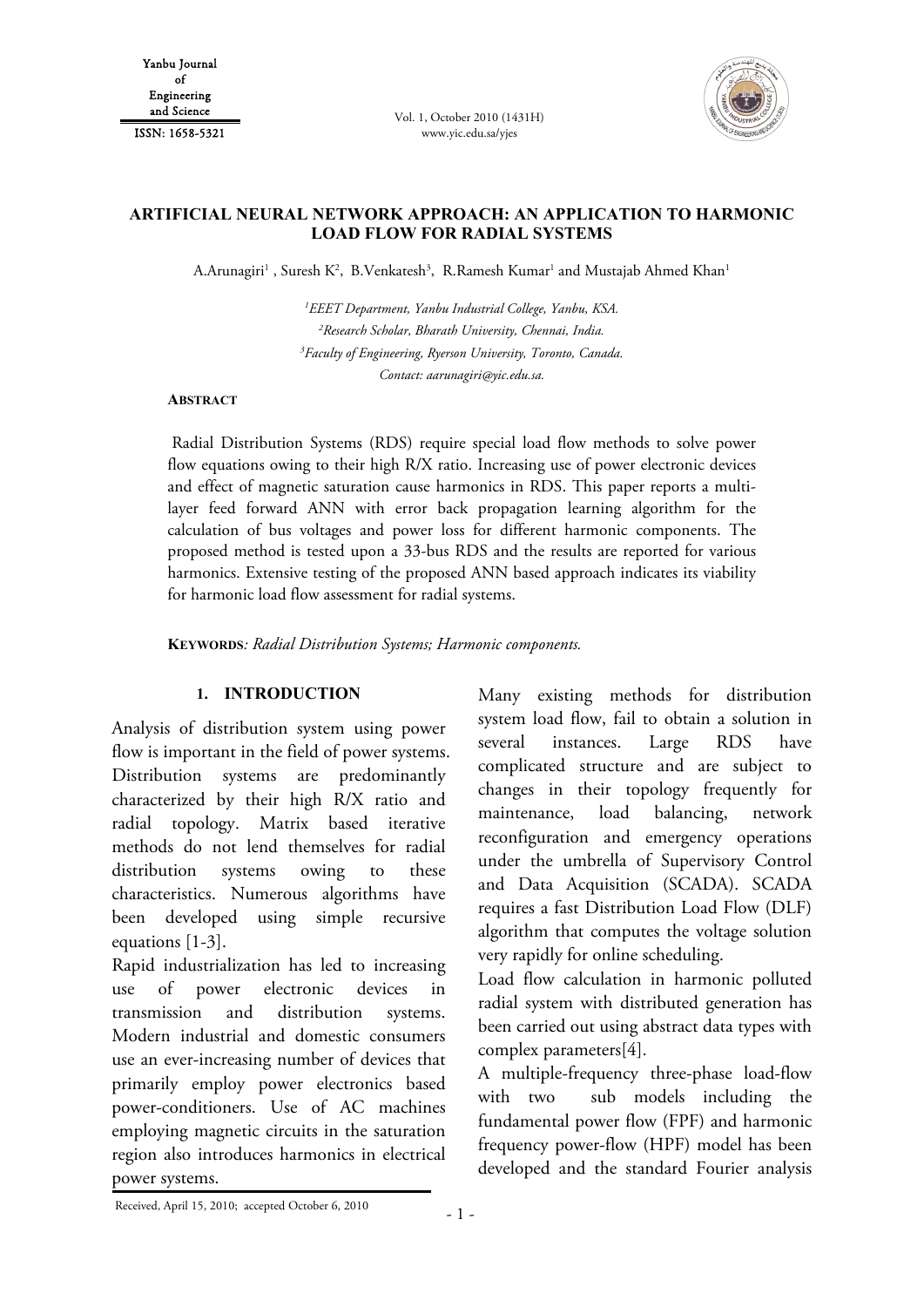# ARTIFICIAL NEURAL NETWORK APPROACH: AN APPLICATION TO HARMONIC LOAD FLOW FOR RADIAL SYSTEMS

A.Arunagiri[1], Suresh K[2], B.Venkatesh[3], R.Ramesh Kumar[1] and Mustajab Ahmed Khan[1]

[1]*EEET Department, Yanbu Industrial College, Yanbu, KSA.*
[2]*Research Scholar, Bharath University, Chennai, India.*
[3]*Faculty of Engineering, Ryerson University, Toronto, Canada.*
*Contact: aarunagiri@yic.edu.sa.*

**ABSTRACT**

Radial Distribution Systems (RDS) require special load flow methods to solve power flow equations owing to their high R/X ratio. Increasing use of power electronic devices and effect of magnetic saturation cause harmonics in RDS. This paper reports a multi-layer feed forward ANN with error back propagation learning algorithm for the calculation of bus voltages and power loss for different harmonic components. The proposed method is tested upon a 33-bus RDS and the results are reported for various harmonics. Extensive testing of the proposed ANN based approach indicates its viability for harmonic load flow assessment for radial systems.

**KEYWORDS**: *Radial Distribution Systems; Harmonic components.*

## 1. INTRODUCTION

Analysis of distribution system using power flow is important in the field of power systems. Distribution systems are predominantly characterized by their high R/X ratio and radial topology. Matrix based iterative methods do not lend themselves for radial distribution systems owing to these characteristics. Numerous algorithms have been developed using simple recursive equations [1-3].

Rapid industrialization has led to increasing use of power electronic devices in transmission and distribution systems. Modern industrial and domestic consumers use an ever-increasing number of devices that primarily employ power electronics based power-conditioners. Use of AC machines employing magnetic circuits in the saturation region also introduces harmonics in electrical power systems.

Many existing methods for distribution system load flow, fail to obtain a solution in several instances. Large RDS have complicated structure and are subject to changes in their topology frequently for maintenance, load balancing, network reconfiguration and emergency operations under the umbrella of Supervisory Control and Data Acquisition (SCADA). SCADA requires a fast Distribution Load Flow (DLF) algorithm that computes the voltage solution very rapidly for online scheduling.

Load flow calculation in harmonic polluted radial system with distributed generation has been carried out using abstract data types with complex parameters[4].

A multiple-frequency three-phase load-flow with two sub models including the fundamental power flow (FPF) and harmonic frequency power-flow (HPF) model has been developed and the standard Fourier analysis

Received, April 15, 2010; accepted October 6, 2010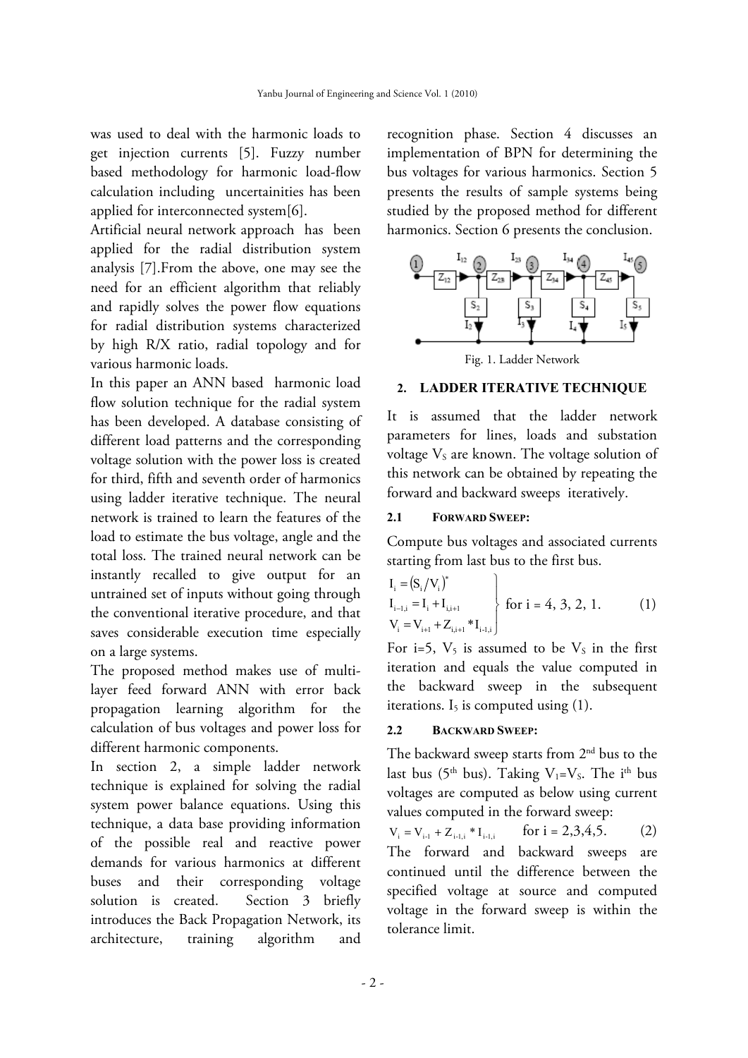was used to deal with the harmonic loads to get injection currents [5]. Fuzzy number based methodology for harmonic load-flow calculation including uncertainities has been applied for interconnected system[6].

Artificial neural network approach has been applied for the radial distribution system analysis [7].From the above, one may see the need for an efficient algorithm that reliably and rapidly solves the power flow equations for radial distribution systems characterized by high R/X ratio, radial topology and for various harmonic loads.

In this paper an ANN based harmonic load flow solution technique for the radial system has been developed. A database consisting of different load patterns and the corresponding voltage solution with the power loss is created for third, fifth and seventh order of harmonics using ladder iterative technique. The neural network is trained to learn the features of the load to estimate the bus voltage, angle and the total loss. The trained neural network can be instantly recalled to give output for an untrained set of inputs without going through the conventional iterative procedure, and that saves considerable execution time especially on a large systems.

The proposed method makes use of multi-layer feed forward ANN with error back propagation learning algorithm for the calculation of bus voltages and power loss for different harmonic components.

In section 2, a simple ladder network technique is explained for solving the radial system power balance equations. Using this technique, a data base providing information of the possible real and reactive power demands for various harmonics at different buses and their corresponding voltage solution is created. Section 3 briefly introduces the Back Propagation Network, its architecture, training algorithm and recognition phase. Section 4 discusses an implementation of BPN for determining the bus voltages for various harmonics. Section 5 presents the results of sample systems being studied by the proposed method for different harmonics. Section 6 presents the conclusion.

Fig. 1. Ladder Network

## 2. LADDER ITERATIVE TECHNIQUE

It is assumed that the ladder network parameters for lines, loads and substation voltage $V_S$ are known. The voltage solution of this network can be obtained by repeating the forward and backward sweeps iteratively.

### 2.1 FORWARD SWEEP:

Compute bus voltages and associated currents starting from last bus to the first bus.

$$\left.\begin{aligned} I_i &= (S_i/V_i)^* \\ I_{i-1,i} &= I_i + I_{i,i+1} \\ V_i &= V_{i+1} + Z_{i,i+1} * I_{i-1,i} \end{aligned}\right\} \text{ for i = 4, 3, 2, 1.} \qquad (1)$$

For i=5, $V_5$ is assumed to be $V_S$ in the first iteration and equals the value computed in the backward sweep in the subsequent iterations. $I_5$ is computed using (1).

### 2.2 BACKWARD SWEEP:

The backward sweep starts from 2nd bus to the last bus (5th bus). Taking $V_1=V_S$. The ith bus voltages are computed as below using current values computed in the forward sweep:

$$V_i = V_{i-1} + Z_{i-1,i} * I_{i-1,i} \qquad \text{for i = 2,3,4,5.} \qquad (2)$$

The forward and backward sweeps are continued until the difference between the specified voltage at source and computed voltage in the forward sweep is within the tolerance limit.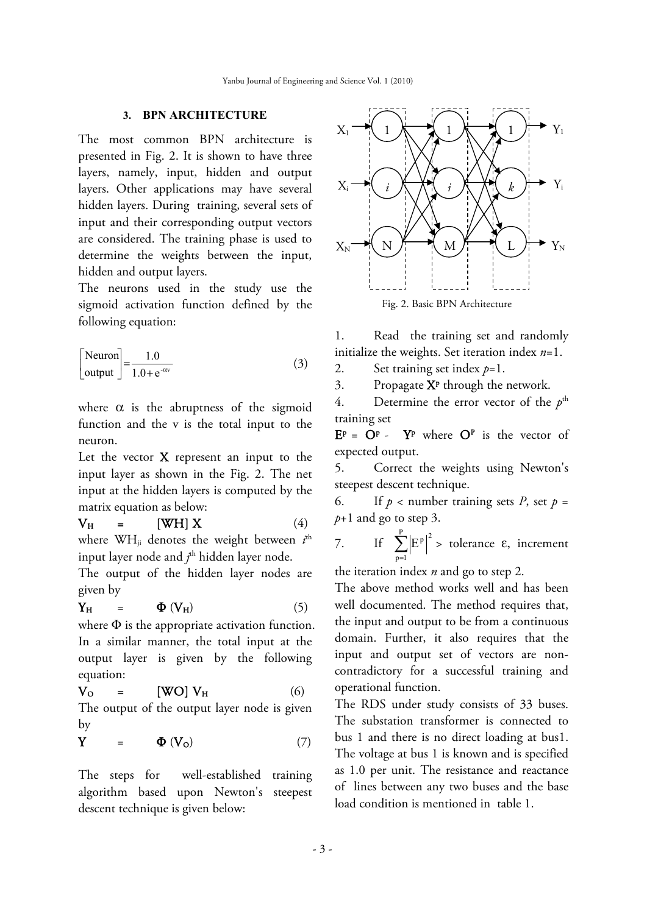### 3. BPN ARCHITECTURE

The most common BPN architecture is presented in Fig. 2. It is shown to have three layers, namely, input, hidden and output layers. Other applications may have several hidden layers. During training, several sets of input and their corresponding output vectors are considered. The training phase is used to determine the weights between the input, hidden and output layers.

The neurons used in the study use the sigmoid activation function defined by the following equation:

$$\begin{bmatrix}\text{Neuron}\\ \text{output}\end{bmatrix} = \frac{1.0}{1.0 + e^{-\alpha v}} \tag{3}$$

where $\alpha$ is the abruptness of the sigmoid function and the v is the total input to the neuron.

Let the vector $\mathbf{X}$ represent an input to the input layer as shown in the Fig. 2. The net input at the hidden layers is computed by the matrix equation as below:

$$\mathbf{V_H} = [\mathbf{WH}]\,\mathbf{X} \tag{4}$$

where $WH_{ji}$ denotes the weight between $i^{th}$ input layer node and $j^{th}$ hidden layer node.

The output of the hidden layer nodes are given by

$$\mathbf{Y_H} = \mathbf{\Phi}\,(\mathbf{V_H}) \tag{5}$$

where $\Phi$ is the appropriate activation function. In a similar manner, the total input at the output layer is given by the following equation:

$$\mathbf{V_O} = [\mathbf{WO}]\,\mathbf{V_H} \tag{6}$$

The output of the output layer node is given by

$$\mathbf{Y} = \mathbf{\Phi}\,(\mathbf{V_O}) \tag{7}$$

The steps for well-established training algorithm based upon Newton's steepest descent technique is given below:

Fig. 2. Basic BPN Architecture

1. Read the training set and randomly initialize the weights. Set iteration index $n$=1.
2. Set training set index $p$=1.
3. Propagate $\mathbf{X}^p$ through the network.
4. Determine the error vector of the $p^{th}$ training set

   $\mathbf{E}^p = \mathbf{O}^p - \mathbf{Y}^p$ where $\mathbf{O}^p$ is the vector of expected output.
5. Correct the weights using Newton's steepest descent technique.
6. If $p$ < number training sets $P$, set $p = p$+1 and go to step 3.
7. If $\sum_{p=1}^{P} \left|E^p\right|^2 >$ tolerance $\varepsilon$, increment the iteration index $n$ and go to step 2.

The above method works well and has been well documented. The method requires that, the input and output to be from a continuous domain. Further, it also requires that the input and output set of vectors are non-contradictory for a successful training and operational function.

The RDS under study consists of 33 buses. The substation transformer is connected to bus 1 and there is no direct loading at bus1. The voltage at bus 1 is known and is specified as 1.0 per unit. The resistance and reactance of lines between any two buses and the base load condition is mentioned in table 1.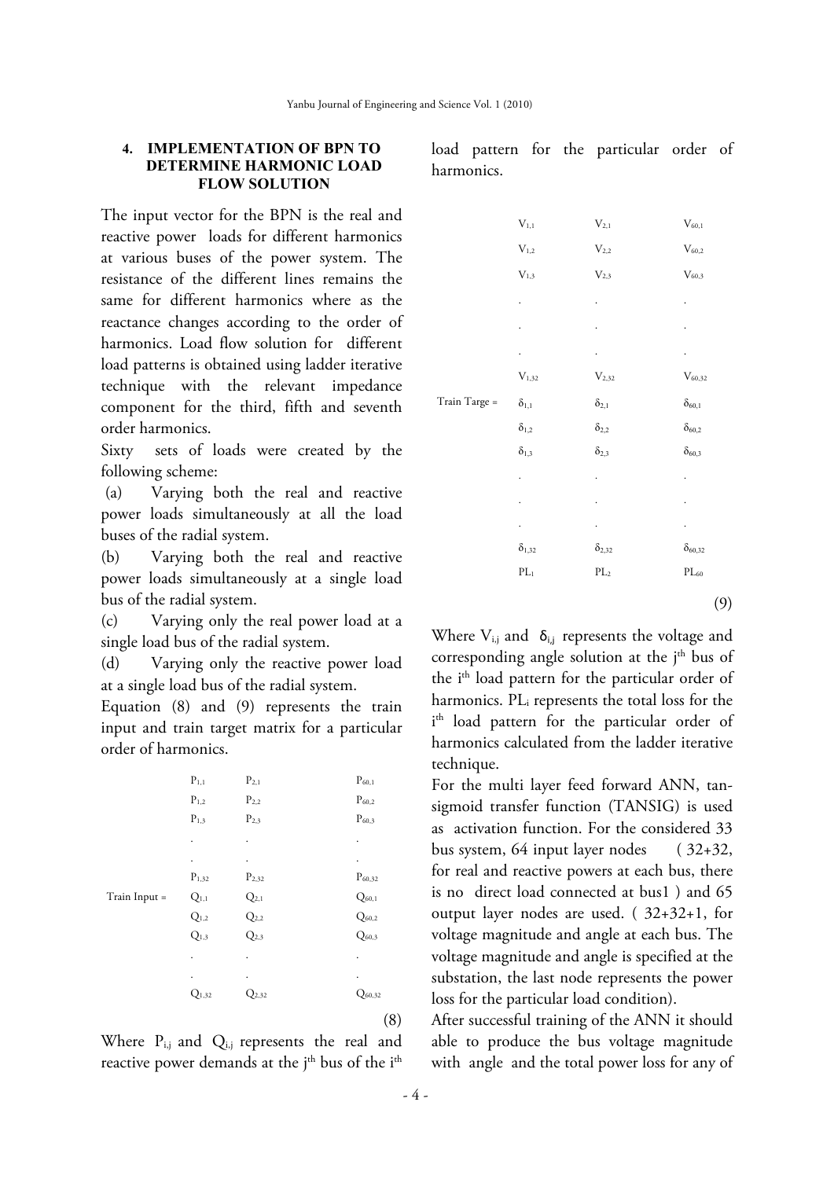## 4. IMPLEMENTATION OF BPN TO DETERMINE HARMONIC LOAD FLOW SOLUTION

The input vector for the BPN is the real and reactive power loads for different harmonics at various buses of the power system. The resistance of the different lines remains the same for different harmonics where as the reactance changes according to the order of harmonics. Load flow solution for different load patterns is obtained using ladder iterative technique with the relevant impedance component for the third, fifth and seventh order harmonics.

Sixty sets of loads were created by the following scheme:

(a) Varying both the real and reactive power loads simultaneously at all the load buses of the radial system.

(b) Varying both the real and reactive power loads simultaneously at a single load bus of the radial system.

(c) Varying only the real power load at a single load bus of the radial system.

(d) Varying only the reactive power load at a single load bus of the radial system.

Equation (8) and (9) represents the train input and train target matrix for a particular order of harmonics.

$$\text{Train Input} = \begin{bmatrix} P_{1,1} & P_{2,1} & P_{60,1} \\ P_{1,2} & P_{2,2} & P_{60,2} \\ P_{1,3} & P_{2,3} & P_{60,3} \\ . & . & . \\ . & . & . \\ P_{1,32} & P_{2,32} & P_{60,32} \\ Q_{1,1} & Q_{2,1} & Q_{60,1} \\ Q_{1,2} & Q_{2,2} & Q_{60,2} \\ Q_{1,3} & Q_{2,3} & Q_{60,3} \\ . & . & . \\ . & . & . \\ Q_{1,32} & Q_{2,32} & Q_{60,32} \end{bmatrix} \quad (8)$$

Where $P_{i,j}$ and $Q_{i,j}$ represents the real and reactive power demands at the $j^{th}$ bus of the $i^{th}$ load pattern for the particular order of harmonics.

$$\text{Train Targe} = \begin{bmatrix} V_{1,1} & V_{2,1} & V_{60,1} \\ V_{1,2} & V_{2,2} & V_{60,2} \\ V_{1,3} & V_{2,3} & V_{60,3} \\ . & . & . \\ . & . & . \\ . & . & . \\ V_{1,32} & V_{2,32} & V_{60,32} \\ \delta_{1,1} & \delta_{2,1} & \delta_{60,1} \\ \delta_{1,2} & \delta_{2,2} & \delta_{60,2} \\ \delta_{1,3} & \delta_{2,3} & \delta_{60,3} \\ . & . & . \\ . & . & . \\ . & . & . \\ \delta_{1,32} & \delta_{2,32} & \delta_{60,32} \\ PL_{1} & PL_{2} & PL_{60} \end{bmatrix} \quad (9)$$

Where $V_{i,j}$ and $\delta_{i,j}$ represents the voltage and corresponding angle solution at the $j^{th}$ bus of the $i^{th}$ load pattern for the particular order of harmonics. $PL_i$ represents the total loss for the $i^{th}$ load pattern for the particular order of harmonics calculated from the ladder iterative technique.

For the multi layer feed forward ANN, tan-sigmoid transfer function (TANSIG) is used as activation function. For the considered 33 bus system, 64 input layer nodes ( 32+32, for real and reactive powers at each bus, there is no direct load connected at bus1 ) and 65 output layer nodes are used. ( 32+32+1, for voltage magnitude and angle at each bus. The voltage magnitude and angle is specified at the substation, the last node represents the power loss for the particular load condition).

After successful training of the ANN it should able to produce the bus voltage magnitude with angle and the total power loss for any of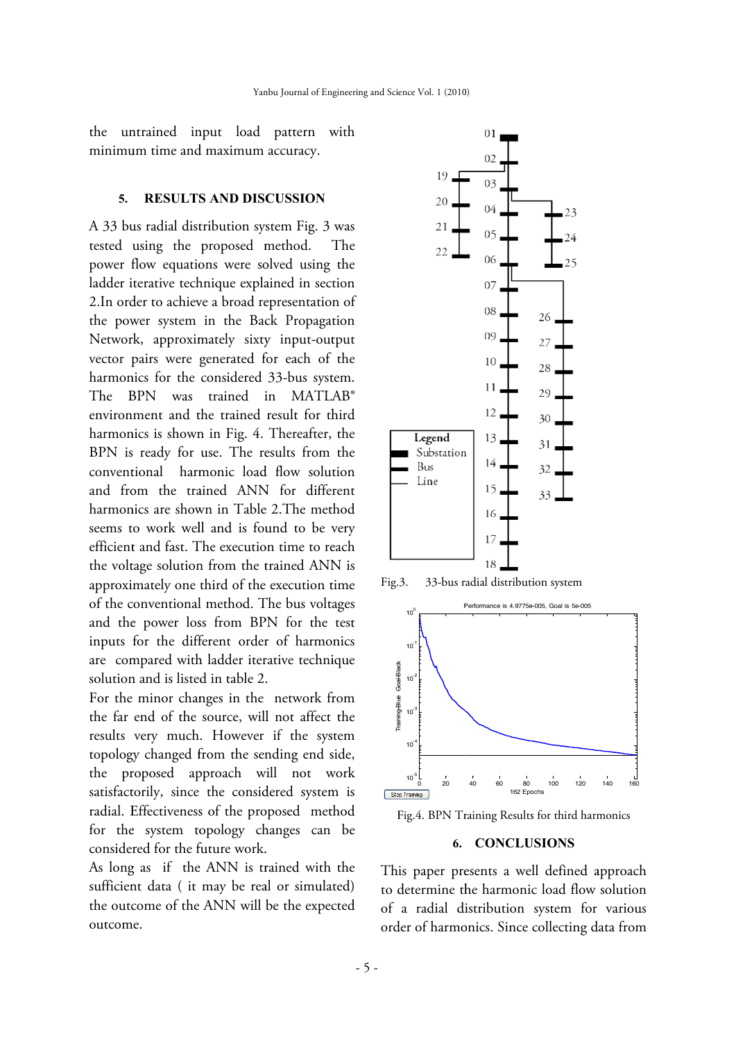the untrained input load pattern with minimum time and maximum accuracy.

## 5. RESULTS AND DISCUSSION

A 33 bus radial distribution system Fig. 3 was tested using the proposed method. The power flow equations were solved using the ladder iterative technique explained in section 2.In order to achieve a broad representation of the power system in the Back Propagation Network, approximately sixty input-output vector pairs were generated for each of the harmonics for the considered 33-bus system. The BPN was trained in MATLAB® environment and the trained result for third harmonics is shown in Fig. 4. Thereafter, the BPN is ready for use. The results from the conventional harmonic load flow solution and from the trained ANN for different harmonics are shown in Table 2.The method seems to work well and is found to be very efficient and fast. The execution time to reach the voltage solution from the trained ANN is approximately one third of the execution time of the conventional method. The bus voltages and the power loss from BPN for the test inputs for the different order of harmonics are compared with ladder iterative technique solution and is listed in table 2.

For the minor changes in the network from the far end of the source, will not affect the results very much. However if the system topology changed from the sending end side, the proposed approach will not work satisfactorily, since the considered system is radial. Effectiveness of the proposed method for the system topology changes can be considered for the future work.

As long as if the ANN is trained with the sufficient data ( it may be real or simulated) the outcome of the ANN will be the expected outcome.

Fig.3. 33-bus radial distribution system

Fig.4. BPN Training Results for third harmonics

## 6. CONCLUSIONS

This paper presents a well defined approach to determine the harmonic load flow solution of a radial distribution system for various order of harmonics. Since collecting data from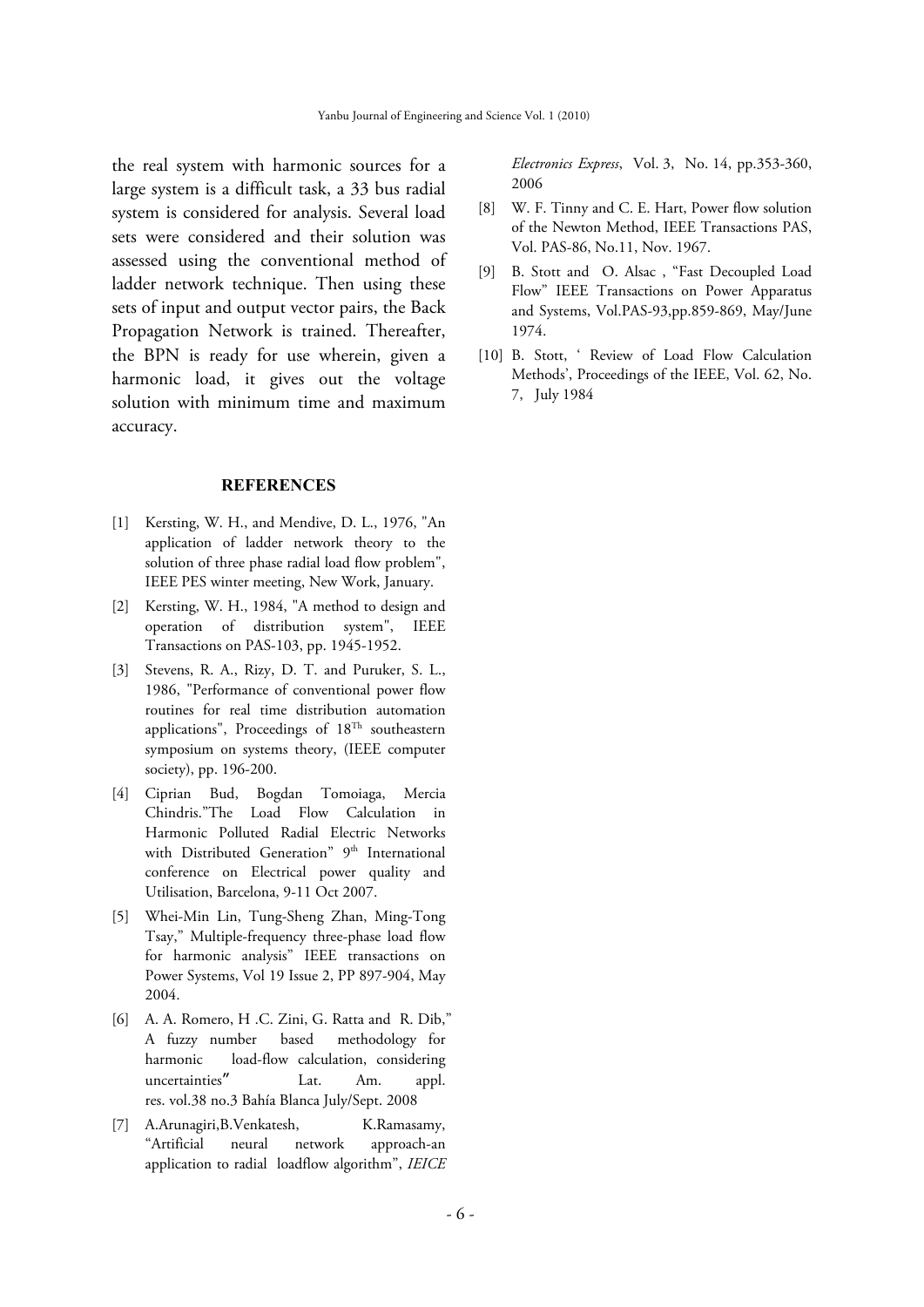the real system with harmonic sources for a large system is a difficult task, a 33 bus radial system is considered for analysis. Several load sets were considered and their solution was assessed using the conventional method of ladder network technique. Then using these sets of input and output vector pairs, the Back Propagation Network is trained. Thereafter, the BPN is ready for use wherein, given a harmonic load, it gives out the voltage solution with minimum time and maximum accuracy.

## REFERENCES

[1] Kersting, W. H., and Mendive, D. L., 1976, "An application of ladder network theory to the solution of three phase radial load flow problem", IEEE PES winter meeting, New Work, January.

[2] Kersting, W. H., 1984, "A method to design and operation of distribution system", IEEE Transactions on PAS-103, pp. 1945-1952.

[3] Stevens, R. A., Rizy, D. T. and Puruker, S. L., 1986, "Performance of conventional power flow routines for real time distribution automation applications", Proceedings of 18$^{Th}$ southeastern symposium on systems theory, (IEEE computer society), pp. 196-200.

[4] Ciprian Bud, Bogdan Tomoiaga, Mercia Chindris."The Load Flow Calculation in Harmonic Polluted Radial Electric Networks with Distributed Generation" 9$^{th}$ International conference on Electrical power quality and Utilisation, Barcelona, 9-11 Oct 2007.

[5] Whei-Min Lin, Tung-Sheng Zhan, Ming-Tong Tsay," Multiple-frequency three-phase load flow for harmonic analysis" IEEE transactions on Power Systems, Vol 19 Issue 2, PP 897-904, May 2004.

[6] A. A. Romero, H .C. Zini, G. Ratta and R. Dib," A fuzzy number based methodology for harmonic load-flow calculation, considering uncertainties" Lat. Am. appl. res. vol.38 no.3 Bahía Blanca July/Sept. 2008

[7] A.Arunagiri,B.Venkatesh, K.Ramasamy, "Artificial neural network approach-an application to radial loadflow algorithm", *IEICE Electronics Express*, Vol. 3, No. 14, pp.353-360, 2006

[8] W. F. Tinny and C. E. Hart, Power flow solution of the Newton Method, IEEE Transactions PAS, Vol. PAS-86, No.11, Nov. 1967.

[9] B. Stott and O. Alsac , "Fast Decoupled Load Flow" IEEE Transactions on Power Apparatus and Systems, Vol.PAS-93,pp.859-869, May/June 1974.

[10] B. Stott, ' Review of Load Flow Calculation Methods', Proceedings of the IEEE, Vol. 62, No. 7, July 1984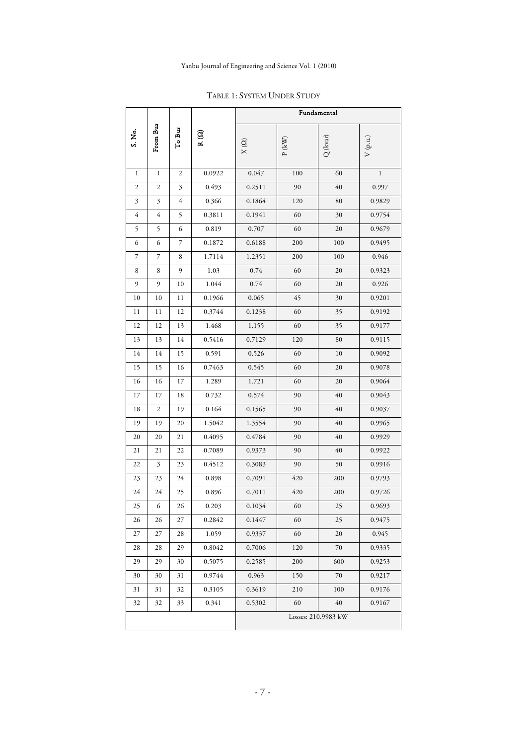TABLE 1: SYSTEM UNDER STUDY

| S. No. | From Bus | To Bus | R (Ω) | Fundamental | | | |
|---|---|---|---|---|---|---|---|
| | | | | X (Ω) | P (kW) | Q (kvar) | V (p.u.) |
| 1 | 1 | 2 | 0.0922 | 0.047 | 100 | 60 | 1 |
| 2 | 2 | 3 | 0.493 | 0.2511 | 90 | 40 | 0.997 |
| 3 | 3 | 4 | 0.366 | 0.1864 | 120 | 80 | 0.9829 |
| 4 | 4 | 5 | 0.3811 | 0.1941 | 60 | 30 | 0.9754 |
| 5 | 5 | 6 | 0.819 | 0.707 | 60 | 20 | 0.9679 |
| 6 | 6 | 7 | 0.1872 | 0.6188 | 200 | 100 | 0.9495 |
| 7 | 7 | 8 | 1.7114 | 1.2351 | 200 | 100 | 0.946 |
| 8 | 8 | 9 | 1.03 | 0.74 | 60 | 20 | 0.9323 |
| 9 | 9 | 10 | 1.044 | 0.74 | 60 | 20 | 0.926 |
| 10 | 10 | 11 | 0.1966 | 0.065 | 45 | 30 | 0.9201 |
| 11 | 11 | 12 | 0.3744 | 0.1238 | 60 | 35 | 0.9192 |
| 12 | 12 | 13 | 1.468 | 1.155 | 60 | 35 | 0.9177 |
| 13 | 13 | 14 | 0.5416 | 0.7129 | 120 | 80 | 0.9115 |
| 14 | 14 | 15 | 0.591 | 0.526 | 60 | 10 | 0.9092 |
| 15 | 15 | 16 | 0.7463 | 0.545 | 60 | 20 | 0.9078 |
| 16 | 16 | 17 | 1.289 | 1.721 | 60 | 20 | 0.9064 |
| 17 | 17 | 18 | 0.732 | 0.574 | 90 | 40 | 0.9043 |
| 18 | 2 | 19 | 0.164 | 0.1565 | 90 | 40 | 0.9037 |
| 19 | 19 | 20 | 1.5042 | 1.3554 | 90 | 40 | 0.9965 |
| 20 | 20 | 21 | 0.4095 | 0.4784 | 90 | 40 | 0.9929 |
| 21 | 21 | 22 | 0.7089 | 0.9373 | 90 | 40 | 0.9922 |
| 22 | 3 | 23 | 0.4512 | 0.3083 | 90 | 50 | 0.9916 |
| 23 | 23 | 24 | 0.898 | 0.7091 | 420 | 200 | 0.9793 |
| 24 | 24 | 25 | 0.896 | 0.7011 | 420 | 200 | 0.9726 |
| 25 | 6 | 26 | 0.203 | 0.1034 | 60 | 25 | 0.9693 |
| 26 | 26 | 27 | 0.2842 | 0.1447 | 60 | 25 | 0.9475 |
| 27 | 27 | 28 | 1.059 | 0.9337 | 60 | 20 | 0.945 |
| 28 | 28 | 29 | 0.8042 | 0.7006 | 120 | 70 | 0.9335 |
| 29 | 29 | 30 | 0.5075 | 0.2585 | 200 | 600 | 0.9253 |
| 30 | 30 | 31 | 0.9744 | 0.963 | 150 | 70 | 0.9217 |
| 31 | 31 | 32 | 0.3105 | 0.3619 | 210 | 100 | 0.9176 |
| 32 | 32 | 33 | 0.341 | 0.5302 | 60 | 40 | 0.9167 |
| | | | | Losses: 210.9983 kW | | | |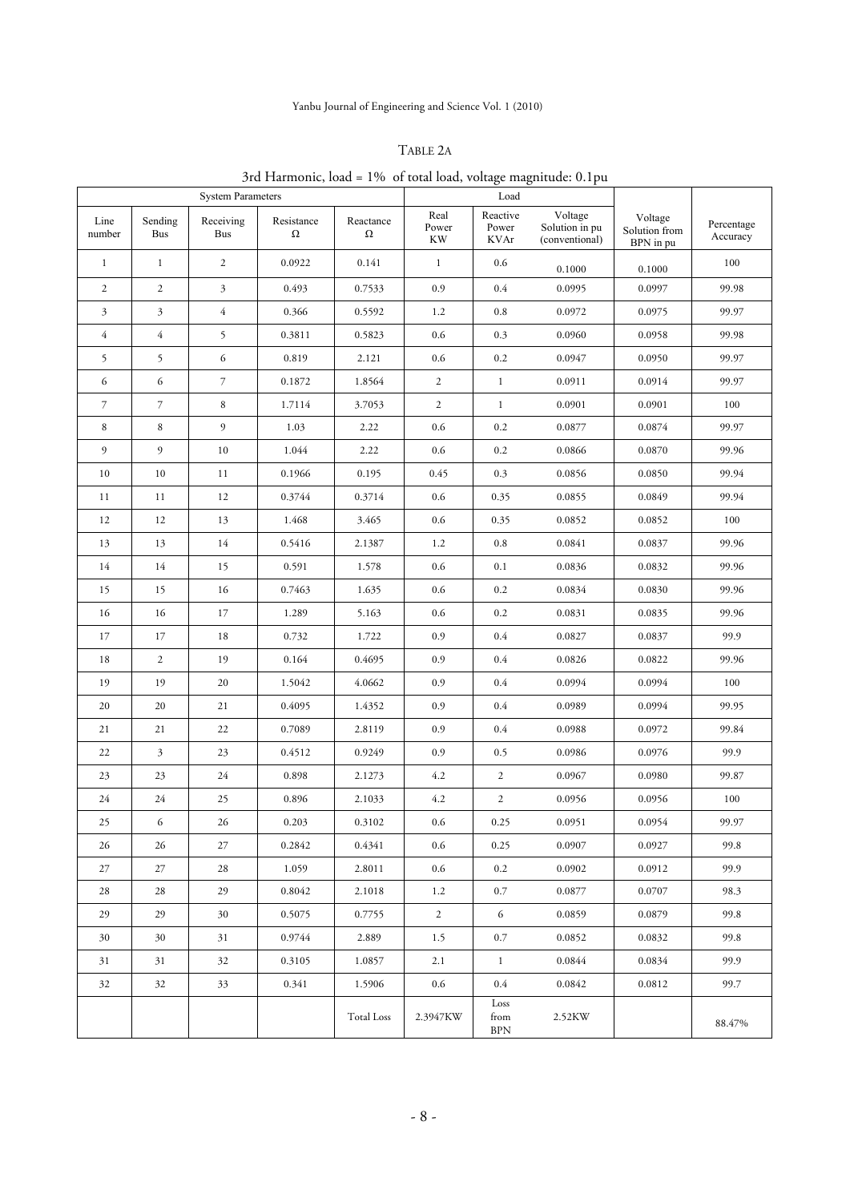TABLE 2A

3rd Harmonic, load = 1% of total load, voltage magnitude: 0.1pu

| System Parameters | | | | | Load | | | | |
|---|---|---|---|---|---|---|---|---|---|
| Line number | Sending Bus | Receiving Bus | Resistance Ω | Reactance Ω | Real Power KW | Reactive Power KVAr | Voltage Solution in pu (conventional) | Voltage Solution from BPN in pu | Percentage Accuracy |
| 1 | 1 | 2 | 0.0922 | 0.141 | 1 | 0.6 | 0.1000 | 0.1000 | 100 |
| 2 | 2 | 3 | 0.493 | 0.7533 | 0.9 | 0.4 | 0.0995 | 0.0997 | 99.98 |
| 3 | 3 | 4 | 0.366 | 0.5592 | 1.2 | 0.8 | 0.0972 | 0.0975 | 99.97 |
| 4 | 4 | 5 | 0.3811 | 0.5823 | 0.6 | 0.3 | 0.0960 | 0.0958 | 99.98 |
| 5 | 5 | 6 | 0.819 | 2.121 | 0.6 | 0.2 | 0.0947 | 0.0950 | 99.97 |
| 6 | 6 | 7 | 0.1872 | 1.8564 | 2 | 1 | 0.0911 | 0.0914 | 99.97 |
| 7 | 7 | 8 | 1.7114 | 3.7053 | 2 | 1 | 0.0901 | 0.0901 | 100 |
| 8 | 8 | 9 | 1.03 | 2.22 | 0.6 | 0.2 | 0.0877 | 0.0874 | 99.97 |
| 9 | 9 | 10 | 1.044 | 2.22 | 0.6 | 0.2 | 0.0866 | 0.0870 | 99.96 |
| 10 | 10 | 11 | 0.1966 | 0.195 | 0.45 | 0.3 | 0.0856 | 0.0850 | 99.94 |
| 11 | 11 | 12 | 0.3744 | 0.3714 | 0.6 | 0.35 | 0.0855 | 0.0849 | 99.94 |
| 12 | 12 | 13 | 1.468 | 3.465 | 0.6 | 0.35 | 0.0852 | 0.0852 | 100 |
| 13 | 13 | 14 | 0.5416 | 2.1387 | 1.2 | 0.8 | 0.0841 | 0.0837 | 99.96 |
| 14 | 14 | 15 | 0.591 | 1.578 | 0.6 | 0.1 | 0.0836 | 0.0832 | 99.96 |
| 15 | 15 | 16 | 0.7463 | 1.635 | 0.6 | 0.2 | 0.0834 | 0.0830 | 99.96 |
| 16 | 16 | 17 | 1.289 | 5.163 | 0.6 | 0.2 | 0.0831 | 0.0835 | 99.96 |
| 17 | 17 | 18 | 0.732 | 1.722 | 0.9 | 0.4 | 0.0827 | 0.0837 | 99.9 |
| 18 | 2 | 19 | 0.164 | 0.4695 | 0.9 | 0.4 | 0.0826 | 0.0822 | 99.96 |
| 19 | 19 | 20 | 1.5042 | 4.0662 | 0.9 | 0.4 | 0.0994 | 0.0994 | 100 |
| 20 | 20 | 21 | 0.4095 | 1.4352 | 0.9 | 0.4 | 0.0989 | 0.0994 | 99.95 |
| 21 | 21 | 22 | 0.7089 | 2.8119 | 0.9 | 0.4 | 0.0988 | 0.0972 | 99.84 |
| 22 | 3 | 23 | 0.4512 | 0.9249 | 0.9 | 0.5 | 0.0986 | 0.0976 | 99.9 |
| 23 | 23 | 24 | 0.898 | 2.1273 | 4.2 | 2 | 0.0967 | 0.0980 | 99.87 |
| 24 | 24 | 25 | 0.896 | 2.1033 | 4.2 | 2 | 0.0956 | 0.0956 | 100 |
| 25 | 6 | 26 | 0.203 | 0.3102 | 0.6 | 0.25 | 0.0951 | 0.0954 | 99.97 |
| 26 | 26 | 27 | 0.2842 | 0.4341 | 0.6 | 0.25 | 0.0907 | 0.0927 | 99.8 |
| 27 | 27 | 28 | 1.059 | 2.8011 | 0.6 | 0.2 | 0.0902 | 0.0912 | 99.9 |
| 28 | 28 | 29 | 0.8042 | 2.1018 | 1.2 | 0.7 | 0.0877 | 0.0707 | 98.3 |
| 29 | 29 | 30 | 0.5075 | 0.7755 | 2 | 6 | 0.0859 | 0.0879 | 99.8 |
| 30 | 30 | 31 | 0.9744 | 2.889 | 1.5 | 0.7 | 0.0852 | 0.0832 | 99.8 |
| 31 | 31 | 32 | 0.3105 | 1.0857 | 2.1 | 1 | 0.0844 | 0.0834 | 99.9 |
| 32 | 32 | 33 | 0.341 | 1.5906 | 0.6 | 0.4 | 0.0842 | 0.0812 | 99.7 |
| | | | | Total Loss | 2.3947KW | Loss from BPN | 2.52KW | | 88.47% |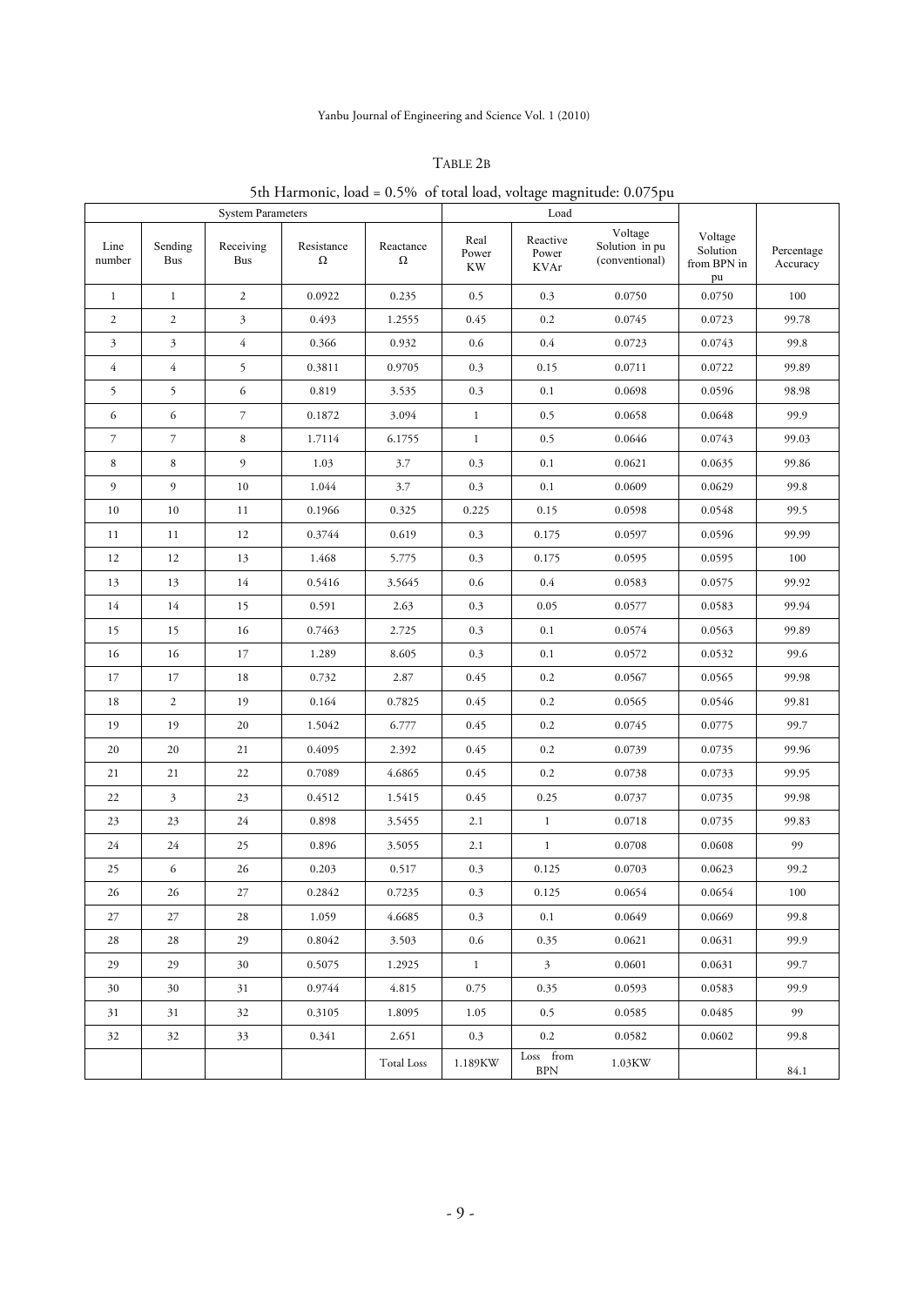TABLE 2B

5th Harmonic, load = 0.5% of total load, voltage magnitude: 0.075pu

| System Parameters | | | | | Load | | | | |
|---|---|---|---|---|---|---|---|---|---|
| Line number | Sending Bus | Receiving Bus | Resistance Ω | Reactance Ω | Real Power KW | Reactive Power KVAr | Voltage Solution in pu (conventional) | Voltage Solution from BPN in pu | Percentage Accuracy |
| 1 | 1 | 2 | 0.0922 | 0.235 | 0.5 | 0.3 | 0.0750 | 0.0750 | 100 |
| 2 | 2 | 3 | 0.493 | 1.2555 | 0.45 | 0.2 | 0.0745 | 0.0723 | 99.78 |
| 3 | 3 | 4 | 0.366 | 0.932 | 0.6 | 0.4 | 0.0723 | 0.0743 | 99.8 |
| 4 | 4 | 5 | 0.3811 | 0.9705 | 0.3 | 0.15 | 0.0711 | 0.0722 | 99.89 |
| 5 | 5 | 6 | 0.819 | 3.535 | 0.3 | 0.1 | 0.0698 | 0.0596 | 98.98 |
| 6 | 6 | 7 | 0.1872 | 3.094 | 1 | 0.5 | 0.0658 | 0.0648 | 99.9 |
| 7 | 7 | 8 | 1.7114 | 6.1755 | 1 | 0.5 | 0.0646 | 0.0743 | 99.03 |
| 8 | 8 | 9 | 1.03 | 3.7 | 0.3 | 0.1 | 0.0621 | 0.0635 | 99.86 |
| 9 | 9 | 10 | 1.044 | 3.7 | 0.3 | 0.1 | 0.0609 | 0.0629 | 99.8 |
| 10 | 10 | 11 | 0.1966 | 0.325 | 0.225 | 0.15 | 0.0598 | 0.0548 | 99.5 |
| 11 | 11 | 12 | 0.3744 | 0.619 | 0.3 | 0.175 | 0.0597 | 0.0596 | 99.99 |
| 12 | 12 | 13 | 1.468 | 5.775 | 0.3 | 0.175 | 0.0595 | 0.0595 | 100 |
| 13 | 13 | 14 | 0.5416 | 3.5645 | 0.6 | 0.4 | 0.0583 | 0.0575 | 99.92 |
| 14 | 14 | 15 | 0.591 | 2.63 | 0.3 | 0.05 | 0.0577 | 0.0583 | 99.94 |
| 15 | 15 | 16 | 0.7463 | 2.725 | 0.3 | 0.1 | 0.0574 | 0.0563 | 99.89 |
| 16 | 16 | 17 | 1.289 | 8.605 | 0.3 | 0.1 | 0.0572 | 0.0532 | 99.6 |
| 17 | 17 | 18 | 0.732 | 2.87 | 0.45 | 0.2 | 0.0567 | 0.0565 | 99.98 |
| 18 | 2 | 19 | 0.164 | 0.7825 | 0.45 | 0.2 | 0.0565 | 0.0546 | 99.81 |
| 19 | 19 | 20 | 1.5042 | 6.777 | 0.45 | 0.2 | 0.0745 | 0.0775 | 99.7 |
| 20 | 20 | 21 | 0.4095 | 2.392 | 0.45 | 0.2 | 0.0739 | 0.0735 | 99.96 |
| 21 | 21 | 22 | 0.7089 | 4.6865 | 0.45 | 0.2 | 0.0738 | 0.0733 | 99.95 |
| 22 | 3 | 23 | 0.4512 | 1.5415 | 0.45 | 0.25 | 0.0737 | 0.0735 | 99.98 |
| 23 | 23 | 24 | 0.898 | 3.5455 | 2.1 | 1 | 0.0718 | 0.0735 | 99.83 |
| 24 | 24 | 25 | 0.896 | 3.5055 | 2.1 | 1 | 0.0708 | 0.0608 | 99 |
| 25 | 6 | 26 | 0.203 | 0.517 | 0.3 | 0.125 | 0.0703 | 0.0623 | 99.2 |
| 26 | 26 | 27 | 0.2842 | 0.7235 | 0.3 | 0.125 | 0.0654 | 0.0654 | 100 |
| 27 | 27 | 28 | 1.059 | 4.6685 | 0.3 | 0.1 | 0.0649 | 0.0669 | 99.8 |
| 28 | 28 | 29 | 0.8042 | 3.503 | 0.6 | 0.35 | 0.0621 | 0.0631 | 99.9 |
| 29 | 29 | 30 | 0.5075 | 1.2925 | 1 | 3 | 0.0601 | 0.0631 | 99.7 |
| 30 | 30 | 31 | 0.9744 | 4.815 | 0.75 | 0.35 | 0.0593 | 0.0583 | 99.9 |
| 31 | 31 | 32 | 0.3105 | 1.8095 | 1.05 | 0.5 | 0.0585 | 0.0485 | 99 |
| 32 | 32 | 33 | 0.341 | 2.651 | 0.3 | 0.2 | 0.0582 | 0.0602 | 99.8 |
| | | | | Total Loss | 1.189KW | Loss from BPN | 1.03KW | | 84.1 |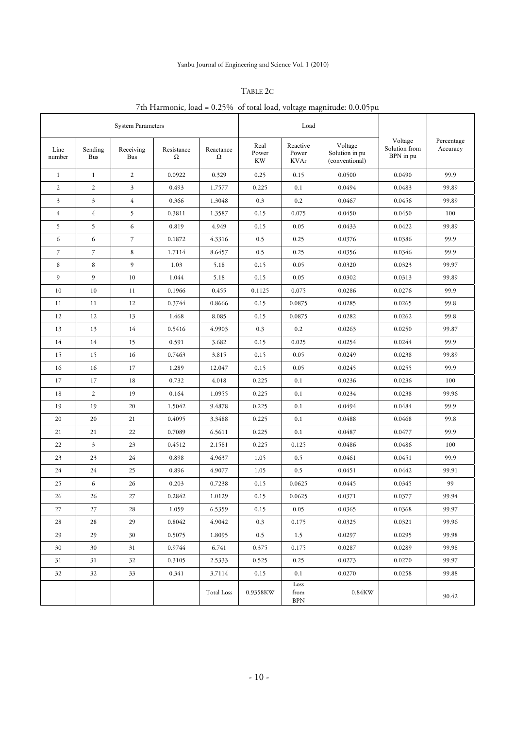TABLE 2C

7th Harmonic, load = 0.25% of total load, voltage magnitude: 0.0.05pu

| System Parameters | | | | | Load | | | Voltage Solution from BPN in pu | Percentage Accuracy |
|---|---|---|---|---|---|---|---|---|---|
| Line number | Sending Bus | Receiving Bus | Resistance Ω | Reactance Ω | Real Power KW | Reactive Power KVAr | Voltage Solution in pu (conventional) | | |
| 1 | 1 | 2 | 0.0922 | 0.329 | 0.25 | 0.15 | 0.0500 | 0.0490 | 99.9 |
| 2 | 2 | 3 | 0.493 | 1.7577 | 0.225 | 0.1 | 0.0494 | 0.0483 | 99.89 |
| 3 | 3 | 4 | 0.366 | 1.3048 | 0.3 | 0.2 | 0.0467 | 0.0456 | 99.89 |
| 4 | 4 | 5 | 0.3811 | 1.3587 | 0.15 | 0.075 | 0.0450 | 0.0450 | 100 |
| 5 | 5 | 6 | 0.819 | 4.949 | 0.15 | 0.05 | 0.0433 | 0.0422 | 99.89 |
| 6 | 6 | 7 | 0.1872 | 4.3316 | 0.5 | 0.25 | 0.0376 | 0.0386 | 99.9 |
| 7 | 7 | 8 | 1.7114 | 8.6457 | 0.5 | 0.25 | 0.0356 | 0.0346 | 99.9 |
| 8 | 8 | 9 | 1.03 | 5.18 | 0.15 | 0.05 | 0.0320 | 0.0323 | 99.97 |
| 9 | 9 | 10 | 1.044 | 5.18 | 0.15 | 0.05 | 0.0302 | 0.0313 | 99.89 |
| 10 | 10 | 11 | 0.1966 | 0.455 | 0.1125 | 0.075 | 0.0286 | 0.0276 | 99.9 |
| 11 | 11 | 12 | 0.3744 | 0.8666 | 0.15 | 0.0875 | 0.0285 | 0.0265 | 99.8 |
| 12 | 12 | 13 | 1.468 | 8.085 | 0.15 | 0.0875 | 0.0282 | 0.0262 | 99.8 |
| 13 | 13 | 14 | 0.5416 | 4.9903 | 0.3 | 0.2 | 0.0263 | 0.0250 | 99.87 |
| 14 | 14 | 15 | 0.591 | 3.682 | 0.15 | 0.025 | 0.0254 | 0.0244 | 99.9 |
| 15 | 15 | 16 | 0.7463 | 3.815 | 0.15 | 0.05 | 0.0249 | 0.0238 | 99.89 |
| 16 | 16 | 17 | 1.289 | 12.047 | 0.15 | 0.05 | 0.0245 | 0.0255 | 99.9 |
| 17 | 17 | 18 | 0.732 | 4.018 | 0.225 | 0.1 | 0.0236 | 0.0236 | 100 |
| 18 | 2 | 19 | 0.164 | 1.0955 | 0.225 | 0.1 | 0.0234 | 0.0238 | 99.96 |
| 19 | 19 | 20 | 1.5042 | 9.4878 | 0.225 | 0.1 | 0.0494 | 0.0484 | 99.9 |
| 20 | 20 | 21 | 0.4095 | 3.3488 | 0.225 | 0.1 | 0.0488 | 0.0468 | 99.8 |
| 21 | 21 | 22 | 0.7089 | 6.5611 | 0.225 | 0.1 | 0.0487 | 0.0477 | 99.9 |
| 22 | 3 | 23 | 0.4512 | 2.1581 | 0.225 | 0.125 | 0.0486 | 0.0486 | 100 |
| 23 | 23 | 24 | 0.898 | 4.9637 | 1.05 | 0.5 | 0.0461 | 0.0451 | 99.9 |
| 24 | 24 | 25 | 0.896 | 4.9077 | 1.05 | 0.5 | 0.0451 | 0.0442 | 99.91 |
| 25 | 6 | 26 | 0.203 | 0.7238 | 0.15 | 0.0625 | 0.0445 | 0.0345 | 99 |
| 26 | 26 | 27 | 0.2842 | 1.0129 | 0.15 | 0.0625 | 0.0371 | 0.0377 | 99.94 |
| 27 | 27 | 28 | 1.059 | 6.5359 | 0.15 | 0.05 | 0.0365 | 0.0368 | 99.97 |
| 28 | 28 | 29 | 0.8042 | 4.9042 | 0.3 | 0.175 | 0.0325 | 0.0321 | 99.96 |
| 29 | 29 | 30 | 0.5075 | 1.8095 | 0.5 | 1.5 | 0.0297 | 0.0295 | 99.98 |
| 30 | 30 | 31 | 0.9744 | 6.741 | 0.375 | 0.175 | 0.0287 | 0.0289 | 99.98 |
| 31 | 31 | 32 | 0.3105 | 2.5333 | 0.525 | 0.25 | 0.0273 | 0.0270 | 99.97 |
| 32 | 32 | 33 | 0.341 | 3.7114 | 0.15 | 0.1 | 0.0270 | 0.0258 | 99.88 |
| | | | | Total Loss | 0.9358KW | Loss from BPN | 0.84KW | | 90.42 |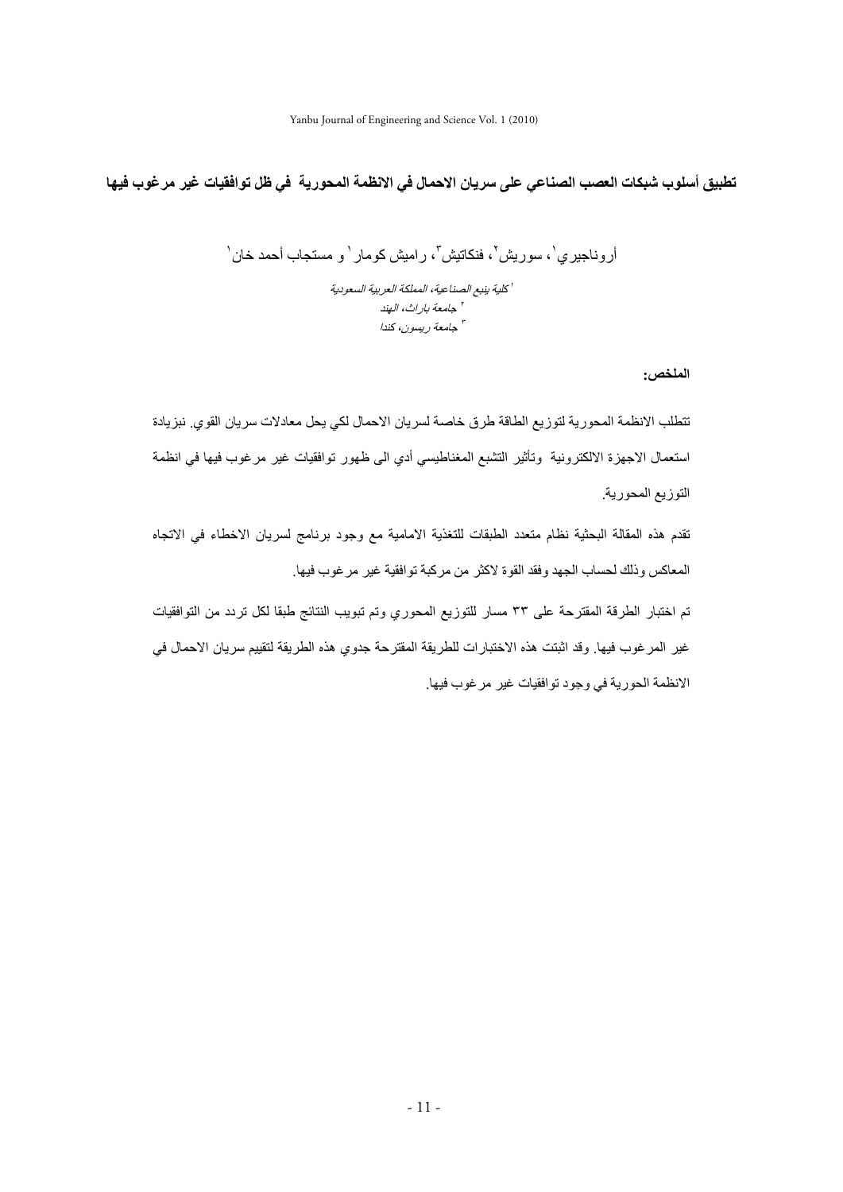# تطبيق أسلوب شبكات العصب الصناعي على سريان الاحمال في الانظمة المحورية في ظل توافقيات غير مرغوب فيها

أروناجيري[1]، سوريش[2]، فنكاتيش[3]، راميش كومار[1] و مستجاب أحمد خان[1]

*[1] كلية ينبع الصناعية، المملكة العربية السعودية*
*[2] جامعة باراث، الهند*
*[3] جامعة ريسون، كندا*

**الملخص:**

تتطلب الانظمة المحورية لتوزيع الطاقة طرق خاصة لسريان الاحمال لكي يحل معادلات سريان القوي. نبزيادة استعمال الاجهزة الالكترونية وتأثير التشبع المغناطيسي أدي الى ظهور توافقيات غير مرغوب فيها في انظمة التوزيع المحورية.

تقدم هذه المقالة البحثية نظام متعدد الطبقات للتغذية الامامية مع وجود برنامج لسريان الاخطاء في الاتجاه المعاكس وذلك لحساب الجهد وفقد القوة لاكثر من مركبة توافقية غير مرغوب فيها.

تم اختبار الطرقة المقترحة على ٣٣ مسار للتوزيع المحوري وتم تبويب النتائج طبقا لكل تردد من التوافقيات غير المرغوب فيها. وقد اثبتت هذه الاختبارات للطريقة المقترحة جدوي هذه الطريقة لتقييم سريان الاحمال في الانظمة الحورية في وجود توافقيات غير مرغوب فيها.